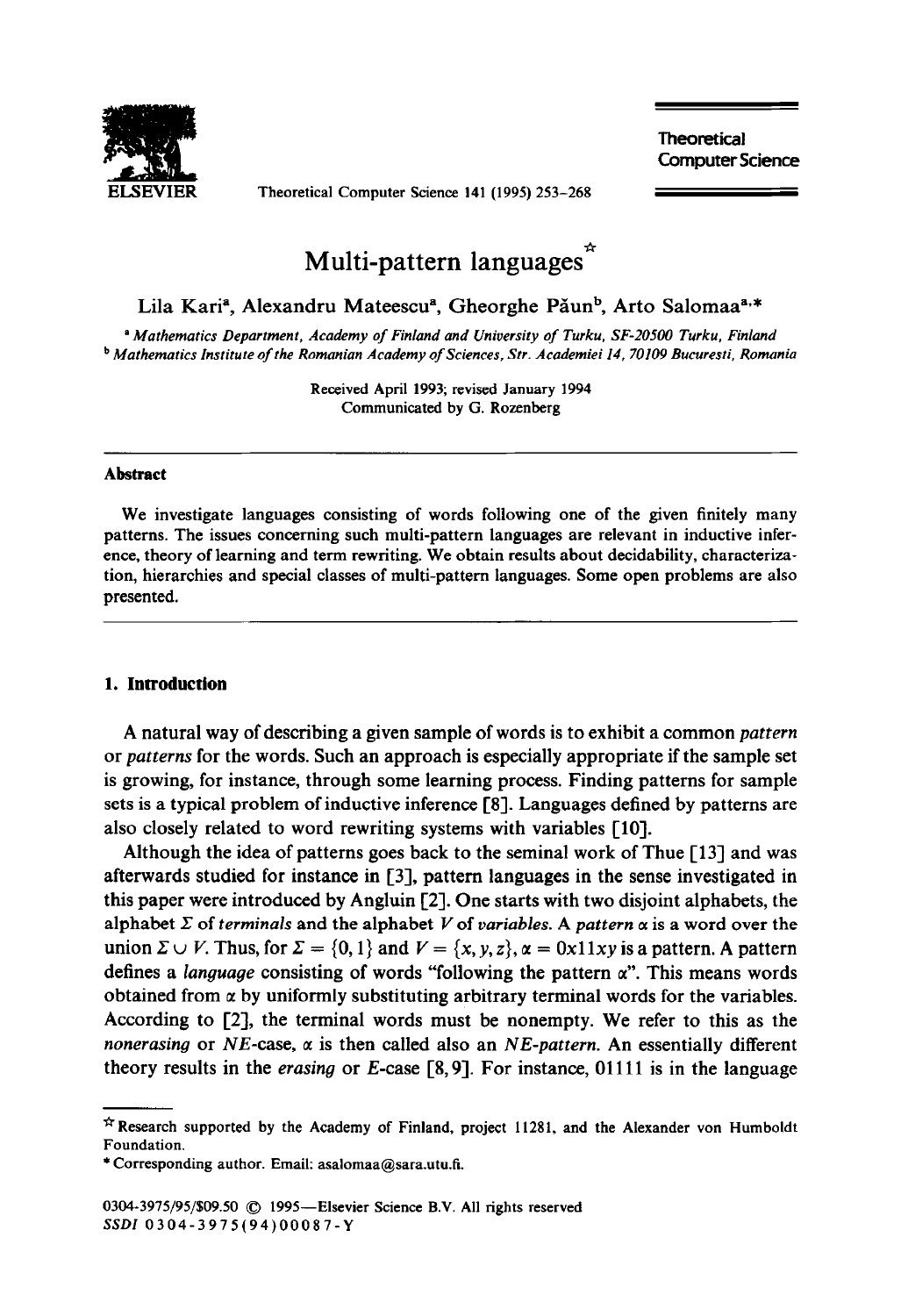# Multi-pattern languages ☆

Lila Kari[a], Alexandru Mateescu[a], Gheorghe Păun[b], Arto Salomaa[a,*]

[a] *Mathematics Department, Academy of Finland and University of Turku, SF-20500 Turku, Finland*
[b] *Mathematics Institute of the Romanian Academy of Sciences, Str. Academiei 14, 70109 Bucuresti, Romania*

Received April 1993; revised January 1994
Communicated by G. Rozenberg

## Abstract

We investigate languages consisting of words following one of the given finitely many patterns. The issues concerning such multi-pattern languages are relevant in inductive inference, theory of learning and term rewriting. We obtain results about decidability, characterization, hierarchies and special classes of multi-pattern languages. Some open problems are also presented.

## 1. Introduction

A natural way of describing a given sample of words is to exhibit a common *pattern* or *patterns* for the words. Such an approach is especially appropriate if the sample set is growing, for instance, through some learning process. Finding patterns for sample sets is a typical problem of inductive inference [8]. Languages defined by patterns are also closely related to word rewriting systems with variables [10].

Although the idea of patterns goes back to the seminal work of Thue [13] and was afterwards studied for instance in [3], pattern languages in the sense investigated in this paper were introduced by Angluin [2]. One starts with two disjoint alphabets, the alphabet $\Sigma$ of *terminals* and the alphabet $V$ of *variables*. A *pattern* $\alpha$ is a word over the union $\Sigma \cup V$. Thus, for $\Sigma = \{0, 1\}$ and $V = \{x, y, z\}$, $\alpha = 0x11xy$ is a pattern. A pattern defines a *language* consisting of words "following the pattern $\alpha$". This means words obtained from $\alpha$ by uniformly substituting arbitrary terminal words for the variables. According to [2], the terminal words must be nonempty. We refer to this as the *nonerasing* or *NE*-case, $\alpha$ is then called also an *NE-pattern*. An essentially different theory results in the *erasing* or *E*-case [8, 9]. For instance, 01111 is in the language

---

☆ Research supported by the Academy of Finland, project 11281, and the Alexander von Humboldt Foundation.

\* Corresponding author. Email: asalomaa@sara.utu.fi.

0304-3975/95/$09.50 © 1995—Elsevier Science B.V. All rights reserved
SSDI 0304-3975(94)00087-Y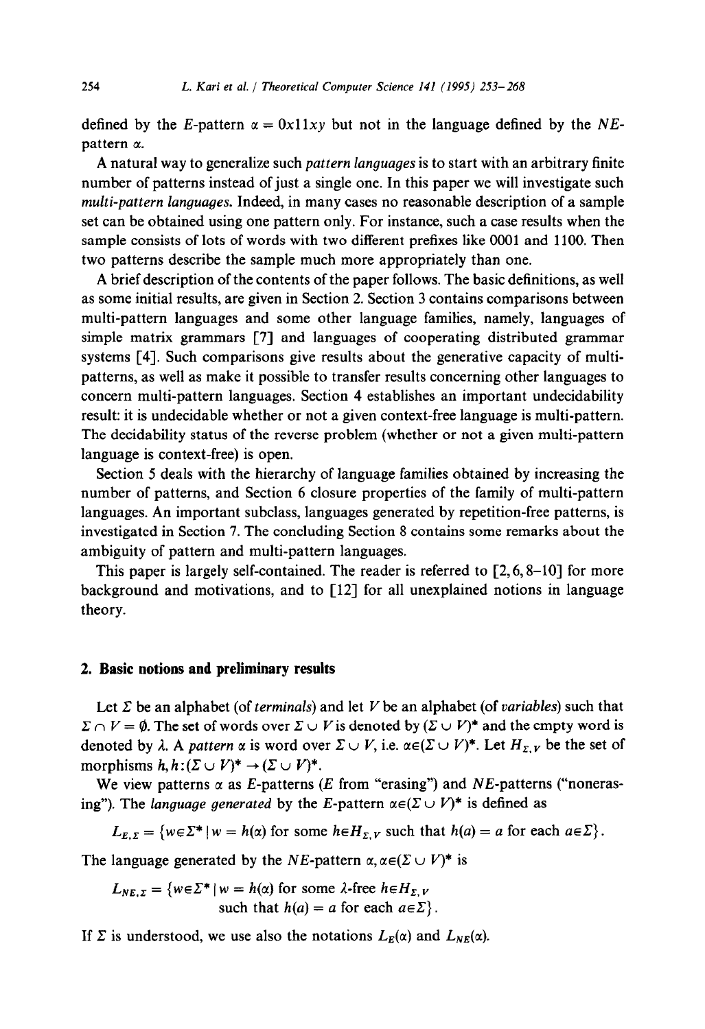defined by the $E$-pattern $\alpha = 0x11xy$ but not in the language defined by the $NE$-pattern $\alpha$.

A natural way to generalize such *pattern languages* is to start with an arbitrary finite number of patterns instead of just a single one. In this paper we will investigate such *multi-pattern languages*. Indeed, in many cases no reasonable description of a sample set can be obtained using one pattern only. For instance, such a case results when the sample consists of lots of words with two different prefixes like 0001 and 1100. Then two patterns describe the sample much more appropriately than one.

A brief description of the contents of the paper follows. The basic definitions, as well as some initial results, are given in Section 2. Section 3 contains comparisons between multi-pattern languages and some other language families, namely, languages of simple matrix grammars [7] and languages of cooperating distributed grammar systems [4]. Such comparisons give results about the generative capacity of multi-patterns, as well as make it possible to transfer results concerning other languages to concern multi-pattern languages. Section 4 establishes an important undecidability result: it is undecidable whether or not a given context-free language is multi-pattern. The decidability status of the reverse problem (whether or not a given multi-pattern language is context-free) is open.

Section 5 deals with the hierarchy of language families obtained by increasing the number of patterns, and Section 6 closure properties of the family of multi-pattern languages. An important subclass, languages generated by repetition-free patterns, is investigated in Section 7. The concluding Section 8 contains some remarks about the ambiguity of pattern and multi-pattern languages.

This paper is largely self-contained. The reader is referred to [2, 6, 8–10] for more background and motivations, and to [12] for all unexplained notions in language theory.

## 2. Basic notions and preliminary results

Let $\Sigma$ be an alphabet (of *terminals*) and let $V$ be an alphabet (of *variables*) such that $\Sigma \cap V = \emptyset$. The set of words over $\Sigma \cup V$ is denoted by $(\Sigma \cup V)^*$ and the empty word is denoted by $\lambda$. A *pattern* $\alpha$ is word over $\Sigma \cup V$, i.e. $\alpha \in (\Sigma \cup V)^*$. Let $H_{\Sigma,V}$ be the set of morphisms $h, h: (\Sigma \cup V)^* \to (\Sigma \cup V)^*$.

We view patterns $\alpha$ as $E$-patterns ($E$ from "erasing") and $NE$-patterns ("nonerasing"). The *language generated* by the $E$-pattern $\alpha \in (\Sigma \cup V)^*$ is defined as

$$L_{E,\Sigma} = \{w \in \Sigma^* \mid w = h(\alpha) \text{ for some } h \in H_{\Sigma,V} \text{ such that } h(a) = a \text{ for each } a \in \Sigma\}.$$

The language generated by the $NE$-pattern $\alpha, \alpha \in (\Sigma \cup V)^*$ is

$$L_{NE,\Sigma} = \{w \in \Sigma^* \mid w = h(\alpha) \text{ for some } \lambda\text{-free } h \in H_{\Sigma,V} \text{ such that } h(a) = a \text{ for each } a \in \Sigma\}.$$

If $\Sigma$ is understood, we use also the notations $L_E(\alpha)$ and $L_{NE}(\alpha)$.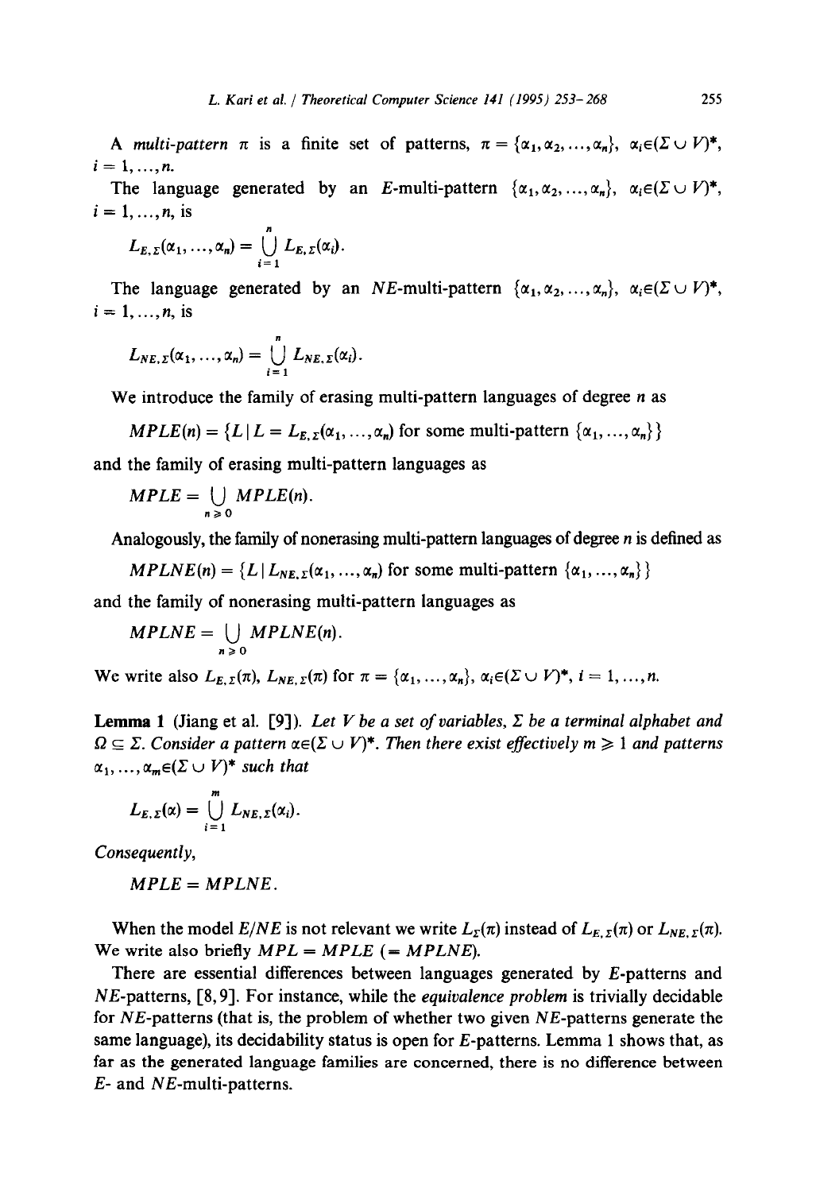A *multi-pattern* $\pi$ is a finite set of patterns, $\pi = \{\alpha_1, \alpha_2, \ldots, \alpha_n\}$, $\alpha_i \in (\Sigma \cup V)^*$, $i = 1, \ldots, n$.

The language generated by an $E$-multi-pattern $\{\alpha_1, \alpha_2, \ldots, \alpha_n\}$, $\alpha_i \in (\Sigma \cup V)^*$, $i = 1, \ldots, n$, is

$$L_{E,\Sigma}(\alpha_1, \ldots, \alpha_n) = \bigcup_{i=1}^{n} L_{E,\Sigma}(\alpha_i).$$

The language generated by an $NE$-multi-pattern $\{\alpha_1, \alpha_2, \ldots, \alpha_n\}$, $\alpha_i \in (\Sigma \cup V)^*$, $i = 1, \ldots, n$, is

$$L_{NE,\Sigma}(\alpha_1, \ldots, \alpha_n) = \bigcup_{i=1}^{n} L_{NE,\Sigma}(\alpha_i).$$

We introduce the family of erasing multi-pattern languages of degree $n$ as

$$MPLE(n) = \{L \mid L = L_{E,\Sigma}(\alpha_1, \ldots, \alpha_n) \text{ for some multi-pattern } \{\alpha_1, \ldots, \alpha_n\}\}$$

and the family of erasing multi-pattern languages as

$$MPLE = \bigcup_{n \geqslant 0} MPLE(n).$$

Analogously, the family of nonerasing multi-pattern languages of degree $n$ is defined as

$$MPLNE(n) = \{L \mid L_{NE,\Sigma}(\alpha_1, \ldots, \alpha_n) \text{ for some multi-pattern } \{\alpha_1, \ldots, \alpha_n\}\}$$

and the family of nonerasing multi-pattern languages as

$$MPLNE = \bigcup_{n \geqslant 0} MPLNE(n).$$

We write also $L_{E,\Sigma}(\pi)$, $L_{NE,\Sigma}(\pi)$ for $\pi = \{\alpha_1, \ldots, \alpha_n\}$, $\alpha_i \in (\Sigma \cup V)^*$, $i = 1, \ldots, n$.

**Lemma 1** (Jiang et al. [9]). *Let $V$ be a set of variables, $\Sigma$ be a terminal alphabet and $\Omega \subseteq \Sigma$. Consider a pattern $\alpha \in (\Sigma \cup V)^*$. Then there exist effectively $m \geqslant 1$ and patterns $\alpha_1, \ldots, \alpha_m \in (\Sigma \cup V)^*$ such that*

$$L_{E,\Sigma}(\alpha) = \bigcup_{i=1}^{m} L_{NE,\Sigma}(\alpha_i).$$

*Consequently,*

$$MPLE = MPLNE.$$

When the model $E/NE$ is not relevant we write $L_\Sigma(\pi)$ instead of $L_{E,\Sigma}(\pi)$ or $L_{NE,\Sigma}(\pi)$. We write also briefly $MPL = MPLE$ ($= MPLNE$).

There are essential differences between languages generated by $E$-patterns and $NE$-patterns, [8, 9]. For instance, while the *equivalence problem* is trivially decidable for $NE$-patterns (that is, the problem of whether two given $NE$-patterns generate the same language), its decidability status is open for $E$-patterns. Lemma 1 shows that, as far as the generated language families are concerned, there is no difference between $E$- and $NE$-multi-patterns.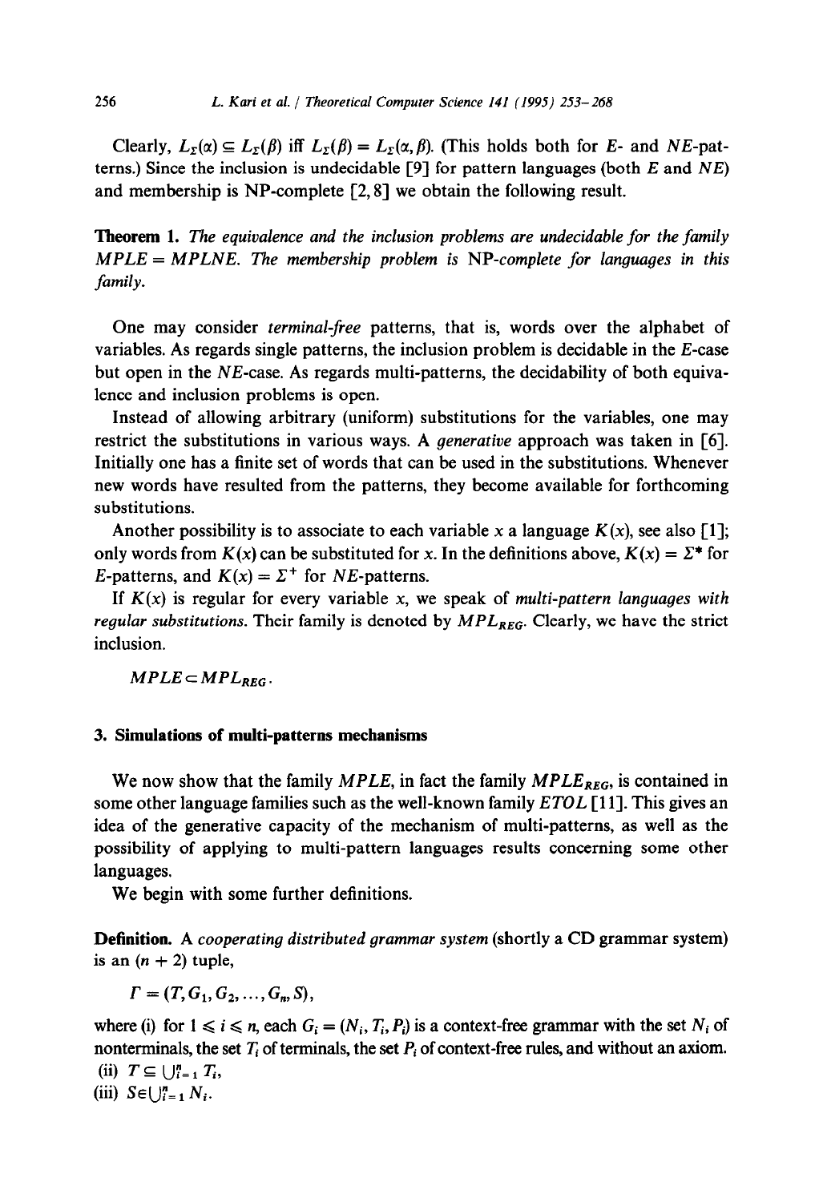Clearly, $L_\Sigma(\alpha) \subseteq L_\Sigma(\beta)$ iff $L_\Sigma(\beta) = L_\Sigma(\alpha, \beta)$. (This holds both for $E$- and $NE$-patterns.) Since the inclusion is undecidable [9] for pattern languages (both $E$ and $NE$) and membership is NP-complete [2, 8] we obtain the following result.

**Theorem 1.** *The equivalence and the inclusion problems are undecidable for the family $MPLE = MPLNE$. The membership problem is* NP*-complete for languages in this family.*

One may consider *terminal-free* patterns, that is, words over the alphabet of variables. As regards single patterns, the inclusion problem is decidable in the $E$-case but open in the $NE$-case. As regards multi-patterns, the decidability of both equivalence and inclusion problems is open.

Instead of allowing arbitrary (uniform) substitutions for the variables, one may restrict the substitutions in various ways. A *generative* approach was taken in [6]. Initially one has a finite set of words that can be used in the substitutions. Whenever new words have resulted from the patterns, they become available for forthcoming substitutions.

Another possibility is to associate to each variable $x$ a language $K(x)$, see also [1]; only words from $K(x)$ can be substituted for $x$. In the definitions above, $K(x) = \Sigma^*$ for $E$-patterns, and $K(x) = \Sigma^+$ for $NE$-patterns.

If $K(x)$ is regular for every variable $x$, we speak of *multi-pattern languages with regular substitutions*. Their family is denoted by $MPL_{REG}$. Clearly, we have the strict inclusion.

$$MPLE \subset MPL_{REG}.$$

## 3. Simulations of multi-patterns mechanisms

We now show that the family $MPLE$, in fact the family $MPLE_{REG}$, is contained in some other language families such as the well-known family $ET0L$ [11]. This gives an idea of the generative capacity of the mechanism of multi-patterns, as well as the possibility of applying to multi-pattern languages results concerning some other languages.

We begin with some further definitions.

**Definition.** A *cooperating distributed grammar system* (shortly a CD grammar system) is an $(n+2)$ tuple,

$$\Gamma = (T, G_1, G_2, \ldots, G_n, S),$$

where (i) for $1 \leqslant i \leqslant n$, each $G_i = (N_i, T_i, P_i)$ is a context-free grammar with the set $N_i$ of nonterminals, the set $T_i$ of terminals, the set $P_i$ of context-free rules, and without an axiom.

(ii) $T \subseteq \bigcup_{i=1}^n T_i$,

(iii) $S \in \bigcup_{i=1}^n N_i$.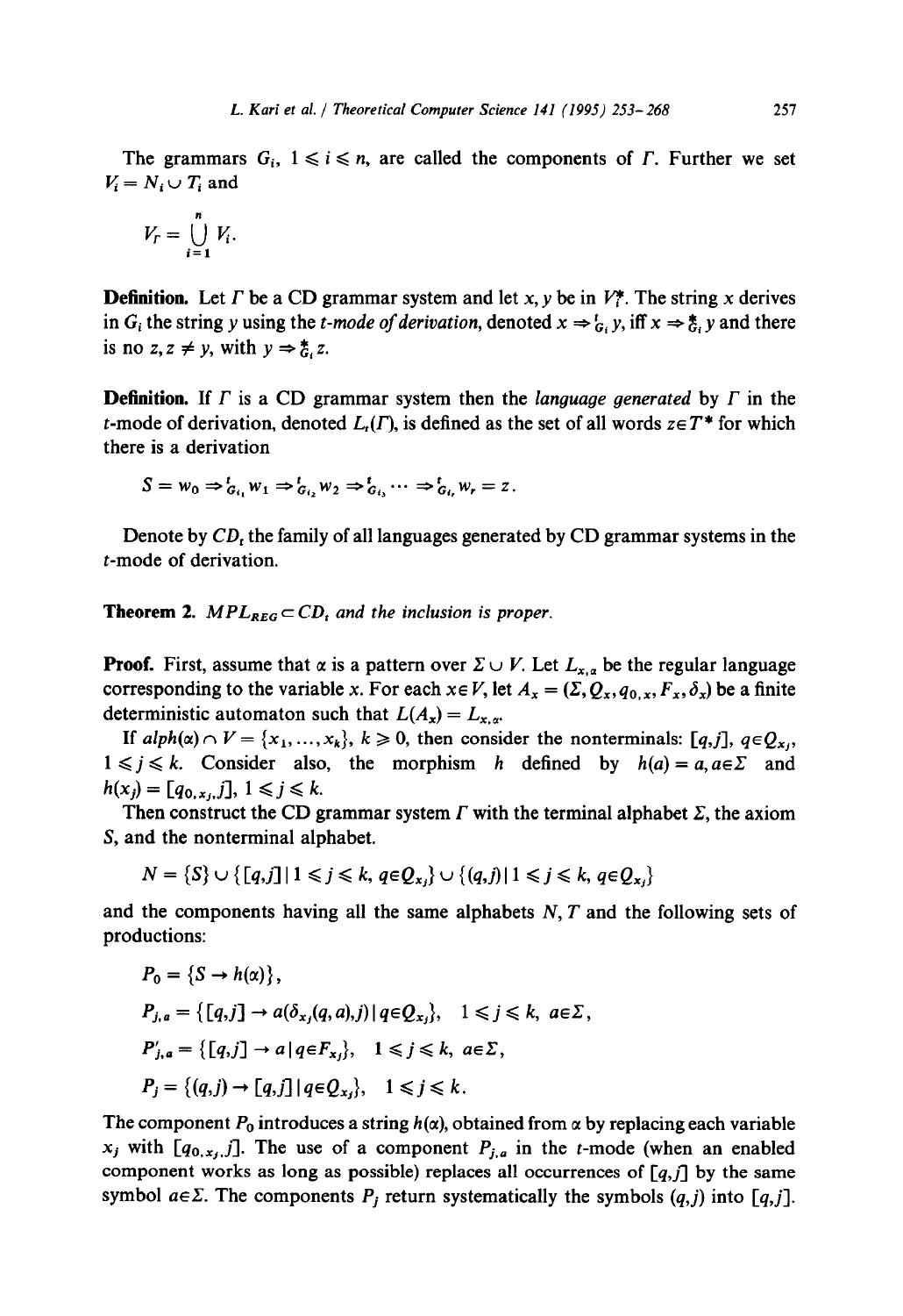The grammars $G_i$, $1 \leqslant i \leqslant n$, are called the components of $\Gamma$. Further we set $V_i = N_i \cup T_i$ and

$$V_\Gamma = \bigcup_{i=1}^{n} V_i.$$

**Definition.** Let $\Gamma$ be a CD grammar system and let $x, y$ be in $V_\Gamma^*$. The string $x$ derives in $G_i$ the string $y$ using the *t-mode of derivation*, denoted $x \Rightarrow_{G_i}^{t} y$, iff $x \Rightarrow_{G_i}^{*} y$ and there is no $z, z \neq y$, with $y \Rightarrow_{G_i}^{*} z$.

**Definition.** If $\Gamma$ is a CD grammar system then the *language generated* by $\Gamma$ in the $t$-mode of derivation, denoted $L_t(\Gamma)$, is defined as the set of all words $z \in T^*$ for which there is a derivation

$$S = w_0 \Rightarrow_{G_{i_1}}^{t} w_1 \Rightarrow_{G_{i_2}}^{t} w_2 \Rightarrow_{G_{i_3}}^{t} \cdots \Rightarrow_{G_{i_r}}^{t} w_r = z.$$

Denote by $CD_t$ the family of all languages generated by CD grammar systems in the $t$-mode of derivation.

**Theorem 2.** *$MPL_{REG} \subset CD_t$ and the inclusion is proper.*

**Proof.** First, assume that $\alpha$ is a pattern over $\Sigma \cup V$. Let $L_{x,\alpha}$ be the regular language corresponding to the variable $x$. For each $x \in V$, let $A_x = (\Sigma, Q_x, q_{0,x}, F_x, \delta_x)$ be a finite deterministic automaton such that $L(A_x) = L_{x,\alpha}$.

If $alph(\alpha) \cap V = \{x_1, \ldots, x_k\}$, $k \geqslant 0$, then consider the nonterminals: $[q,j]$, $q \in Q_{x_j}$, $1 \leqslant j \leqslant k$. Consider also, the morphism $h$ defined by $h(a) = a, a \in \Sigma$ and $h(x_j) = [q_{0,x_j}, j]$, $1 \leqslant j \leqslant k$.

Then construct the CD grammar system $\Gamma$ with the terminal alphabet $\Sigma$, the axiom $S$, and the nonterminal alphabet.

$$N = \{S\} \cup \{[q,j] \mid 1 \leqslant j \leqslant k,\ q \in Q_{x_j}\} \cup \{(q,j) \mid 1 \leqslant j \leqslant k,\ q \in Q_{x_j}\}$$

and the components having all the same alphabets $N, T$ and the following sets of productions:

$$P_0 = \{S \rightarrow h(\alpha)\},$$

$$P_{j,a} = \{[q,j] \rightarrow a(\delta_{x_j}(q,a),j) \mid q \in Q_{x_j}\}, \quad 1 \leqslant j \leqslant k,\ a \in \Sigma,$$

$$P'_{j,a} = \{[q,j] \rightarrow a \mid q \in F_{x_j}\}, \quad 1 \leqslant j \leqslant k,\ a \in \Sigma,$$

$$P_j = \{(q,j) \rightarrow [q,j] \mid q \in Q_{x_j}\}, \quad 1 \leqslant j \leqslant k.$$

The component $P_0$ introduces a string $h(\alpha)$, obtained from $\alpha$ by replacing each variable $x_j$ with $[q_{0,x_j}, j]$. The use of a component $P_{j,a}$ in the $t$-mode (when an enabled component works as long as possible) replaces all occurrences of $[q,j]$ by the same symbol $a \in \Sigma$. The components $P_j$ return systematically the symbols $(q,j)$ into $[q,j]$.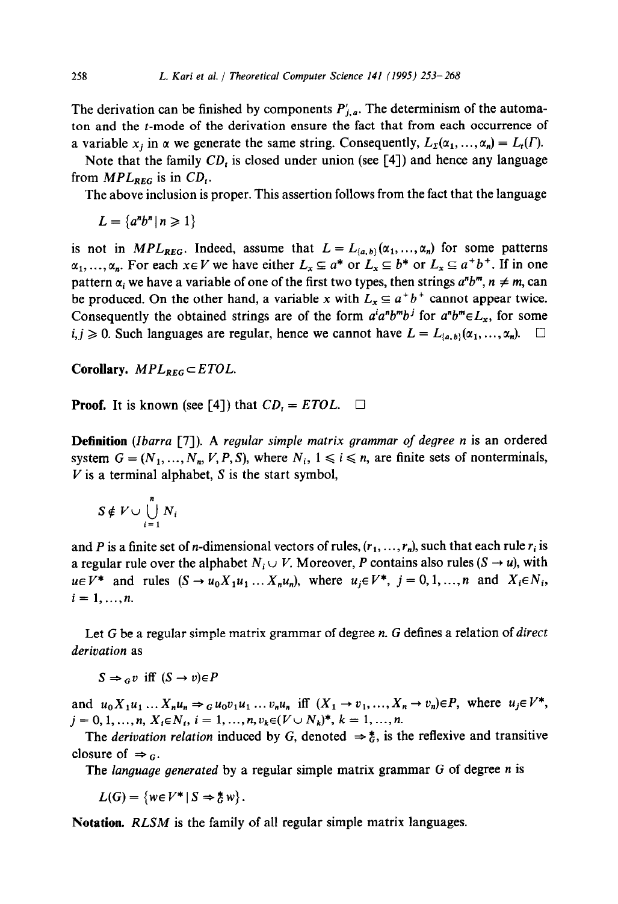The derivation can be finished by components $P'_{j,a}$. The determinism of the automaton and the $t$-mode of the derivation ensure the fact that from each occurrence of a variable $x_j$ in $\alpha$ we generate the same string. Consequently, $L_\Sigma(\alpha_1, \ldots, \alpha_n) = L_t(\Gamma)$.

Note that the family $CD_t$ is closed under union (see [4]) and hence any language from $MPL_{REG}$ is in $CD_t$.

The above inclusion is proper. This assertion follows from the fact that the language

$$L = \{a^n b^n \mid n \geqslant 1\}$$

is not in $MPL_{REG}$. Indeed, assume that $L = L_{\{a,b\}}(\alpha_1, \ldots, \alpha_n)$ for some patterns $\alpha_1, \ldots, \alpha_n$. For each $x \in V$ we have either $L_x \subseteq a^*$ or $L_x \subseteq b^*$ or $L_x \subseteq a^+b^+$. If in one pattern $\alpha_i$ we have a variable of one of the first two types, then strings $a^n b^m$, $n \neq m$, can be produced. On the other hand, a variable $x$ with $L_x \subseteq a^+b^+$ cannot appear twice. Consequently the obtained strings are of the form $a^i a^n b^m b^j$ for $a^n b^m \in L_x$, for some $i, j \geqslant 0$. Such languages are regular, hence we cannot have $L = L_{\{a,b\}}(\alpha_1, \ldots, \alpha_n)$. $\square$

**Corollary.** $MPL_{REG} \subset ETOL$.

**Proof.** It is known (see [4]) that $CD_t = ETOL$. $\square$

**Definition** (*Ibarra* [7]). A *regular simple matrix grammar of degree n* is an ordered system $G = (N_1, \ldots, N_n, V, P, S)$, where $N_i$, $1 \leqslant i \leqslant n$, are finite sets of nonterminals, $V$ is a terminal alphabet, $S$ is the start symbol,

$$S \notin V \cup \bigcup_{i=1}^{n} N_i$$

and $P$ is a finite set of $n$-dimensional vectors of rules, $(r_1, \ldots, r_n)$, such that each rule $r_i$ is a regular rule over the alphabet $N_i \cup V$. Moreover, $P$ contains also rules $(S \to u)$, with $u \in V^*$ and rules $(S \to u_0 X_1 u_1 \ldots X_n u_n)$, where $u_j \in V^*$, $j = 0, 1, \ldots, n$ and $X_i \in N_i$, $i = 1, \ldots, n$.

Let $G$ be a regular simple matrix grammar of degree $n$. $G$ defines a relation of *direct derivation* as

$$S \Rightarrow_G v \text{ iff } (S \to v) \in P$$

and $u_0 X_1 u_1 \ldots X_n u_n \Rightarrow_G u_0 v_1 u_1 \ldots v_n u_n$ iff $(X_1 \to v_1, \ldots, X_n \to v_n) \in P$, where $u_j \in V^*$, $j = 0, 1, \ldots, n$, $X_i \in N_i$, $i = 1, \ldots, n$, $v_k \in (V \cup N_k)^*$, $k = 1, \ldots, n$.

The *derivation relation* induced by $G$, denoted $\Rightarrow_G^*$, is the reflexive and transitive closure of $\Rightarrow_G$.

The *language generated* by a regular simple matrix grammar $G$ of degree $n$ is

$$L(G) = \{w \in V^* \mid S \Rightarrow_G^* w\}.$$

**Notation.** *RLSM* is the family of all regular simple matrix languages.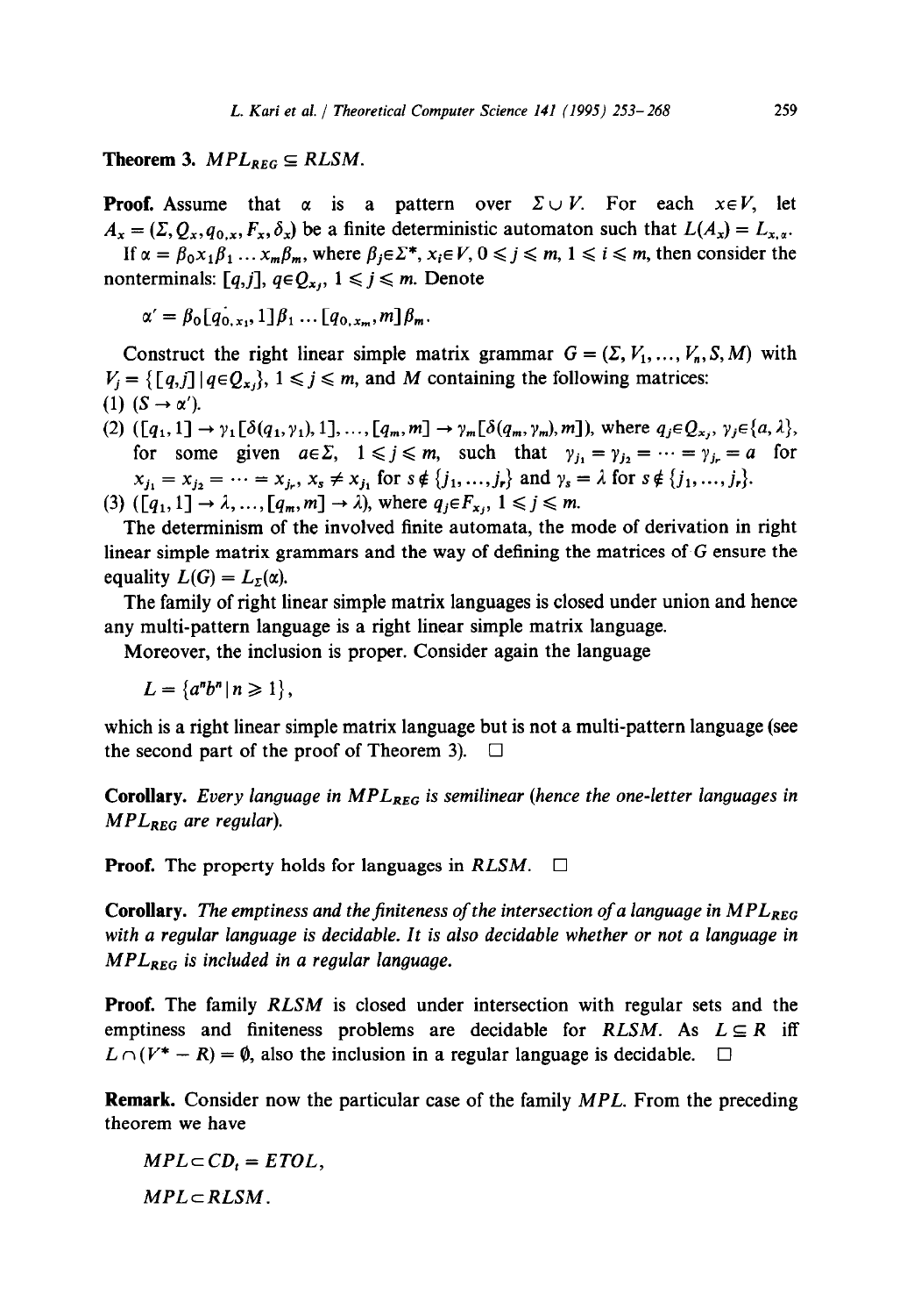**Theorem 3.** $MPL_{REG} \subseteq RLSM$.

**Proof.** Assume that $\alpha$ is a pattern over $\Sigma \cup V$. For each $x \in V$, let $A_x = (\Sigma, Q_x, q_{0,x}, F_x, \delta_x)$ be a finite deterministic automaton such that $L(A_x) = L_{x,\alpha}$.

If $\alpha = \beta_0 x_1 \beta_1 \ldots x_m \beta_m$, where $\beta_j \in \Sigma^*$, $x_i \in V$, $0 \leqslant j \leqslant m$, $1 \leqslant i \leqslant m$, then consider the nonterminals: $[q,j]$, $q \in Q_{x_j}$, $1 \leqslant j \leqslant m$. Denote

$$\alpha' = \beta_0 [q_{0,x_1}, 1] \beta_1 \ldots [q_{0,x_m}, m] \beta_m.$$

Construct the right linear simple matrix grammar $G = (\Sigma, V_1, \ldots, V_n, S, M)$ with $V_j = \{[q,j] \mid q \in Q_{x_j}\}$, $1 \leqslant j \leqslant m$, and $M$ containing the following matrices:

(1) $(S \to \alpha')$.

(2) $([q_1, 1] \to \gamma_1[\delta(q_1, \gamma_1), 1], \ldots, [q_m, m] \to \gamma_m[\delta(q_m, \gamma_m), m])$, where $q_j \in Q_{x_j}$, $\gamma_j \in \{a, \lambda\}$, for some given $a \in \Sigma$, $1 \leqslant j \leqslant m$, such that $\gamma_{j_1} = \gamma_{j_2} = \cdots = \gamma_{j_r} = a$ for $x_{j_1} = x_{j_2} = \cdots = x_{j_r}$, $x_s \neq x_{j_1}$ for $s \notin \{j_1, \ldots, j_r\}$ and $\gamma_s = \lambda$ for $s \notin \{j_1, \ldots, j_r\}$.

(3) $([q_1, 1] \to \lambda, \ldots, [q_m, m] \to \lambda)$, where $q_j \in F_{x_j}$, $1 \leqslant j \leqslant m$.

The determinism of the involved finite automata, the mode of derivation in right linear simple matrix grammars and the way of defining the matrices of $G$ ensure the equality $L(G) = L_\Sigma(\alpha)$.

The family of right linear simple matrix languages is closed under union and hence any multi-pattern language is a right linear simple matrix language.

Moreover, the inclusion is proper. Consider again the language

$$L = \{a^n b^n \mid n \geqslant 1\},$$

which is a right linear simple matrix language but is not a multi-pattern language (see the second part of the proof of Theorem 3). $\square$

**Corollary.** *Every language in $MPL_{REG}$ is semilinear (hence the one-letter languages in $MPL_{REG}$ are regular).*

**Proof.** The property holds for languages in $RLSM$. $\square$

**Corollary.** *The emptiness and the finiteness of the intersection of a language in $MPL_{REG}$ with a regular language is decidable. It is also decidable whether or not a language in $MPL_{REG}$ is included in a regular language.*

**Proof.** The family $RLSM$ is closed under intersection with regular sets and the emptiness and finiteness problems are decidable for $RLSM$. As $L \subseteq R$ iff $L \cap (V^* - R) = \emptyset$, also the inclusion in a regular language is decidable. $\square$

**Remark.** Consider now the particular case of the family $MPL$. From the preceding theorem we have

$$MPL \subset CD_t = ET0L,$$

$$MPL \subset RLSM.$$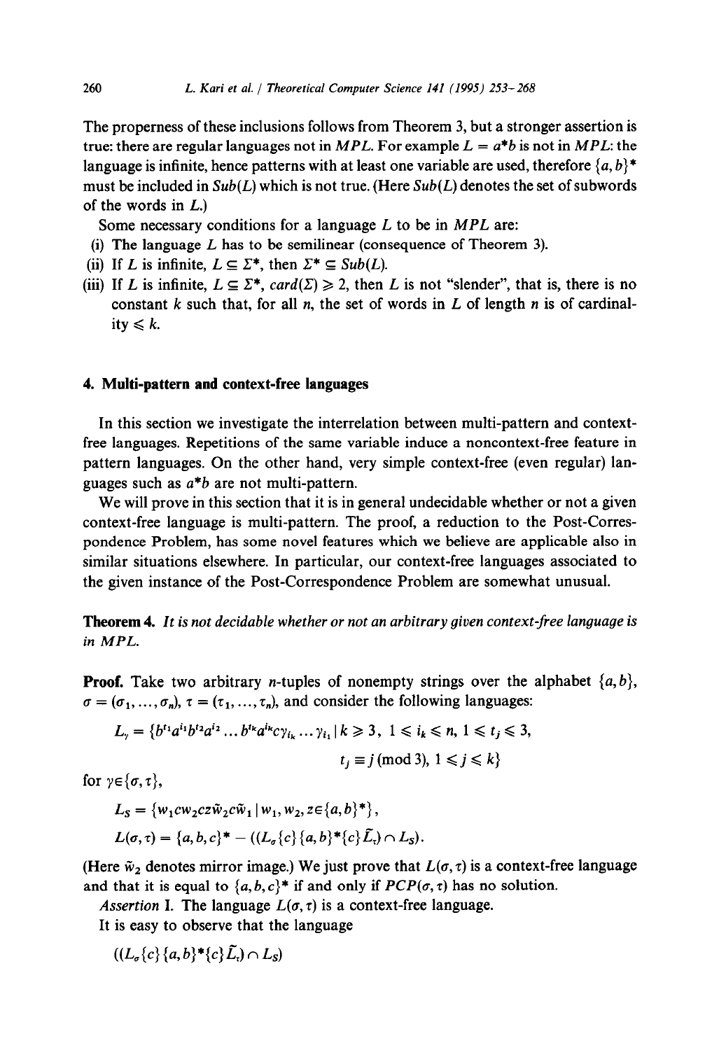The properness of these inclusions follows from Theorem 3, but a stronger assertion is true: there are regular languages not in $MPL$. For example $L = a^*b$ is not in $MPL$: the language is infinite, hence patterns with at least one variable are used, therefore $\{a, b\}^*$ must be included in $Sub(L)$ which is not true. (Here $Sub(L)$ denotes the set of subwords of the words in $L$.)

Some necessary conditions for a language $L$ to be in $MPL$ are:

(i) The language $L$ has to be semilinear (consequence of Theorem 3).

(ii) If $L$ is infinite, $L \subseteq \Sigma^*$, then $\Sigma^* \subseteq Sub(L)$.

(iii) If $L$ is infinite, $L \subseteq \Sigma^*$, $card(\Sigma) \geq 2$, then $L$ is not "slender", that is, there is no constant $k$ such that, for all $n$, the set of words in $L$ of length $n$ is of cardinality $\leq k$.

## 4. Multi-pattern and context-free languages

In this section we investigate the interrelation between multi-pattern and context-free languages. Repetitions of the same variable induce a noncontext-free feature in pattern languages. On the other hand, very simple context-free (even regular) languages such as $a^*b$ are not multi-pattern.

We will prove in this section that it is in general undecidable whether or not a given context-free language is multi-pattern. The proof, a reduction to the Post-Correspondence Problem, has some novel features which we believe are applicable also in similar situations elsewhere. In particular, our context-free languages associated to the given instance of the Post-Correspondence Problem are somewhat unusual.

**Theorem 4.** *It is not decidable whether or not an arbitrary given context-free language is in MPL.*

**Proof.** Take two arbitrary $n$-tuples of nonempty strings over the alphabet $\{a, b\}$, $\sigma = (\sigma_1, \ldots, \sigma_n)$, $\tau = (\tau_1, \ldots, \tau_n)$, and consider the following languages:

$$L_\gamma = \{b^{t_1}a^{i_1}b^{t_2}a^{i_2} \ldots b^{t_k}a^{i_k}c\gamma_{i_k} \ldots \gamma_{i_1} \mid k \geq 3,\ 1 \leq i_k \leq n,\ 1 \leq t_j \leq 3,\ t_j \equiv j \pmod 3),\ 1 \leq j \leq k\}$$

for $\gamma \in \{\sigma, \tau\}$,

$$L_S = \{w_1cw_2czw̃_2cw̃_1 \mid w_1, w_2, z \in \{a, b\}^*\},$$

$$L(\sigma, \tau) = \{a, b, c\}^* - ((L_\sigma\{c\}\{a, b\}^*\{c\}\tilde{L}_\tau) \cap L_S).$$

(Here $\tilde{w}_2$ denotes mirror image.) We just prove that $L(\sigma, \tau)$ is a context-free language and that it is equal to $\{a, b, c\}^*$ if and only if $PCP(\sigma, \tau)$ has no solution.

*Assertion* I. The language $L(\sigma, \tau)$ is a context-free language.

It is easy to observe that the language

$$((L_\sigma\{c\}\{a, b\}^*\{c\}\tilde{L}_\tau) \cap L_S)$$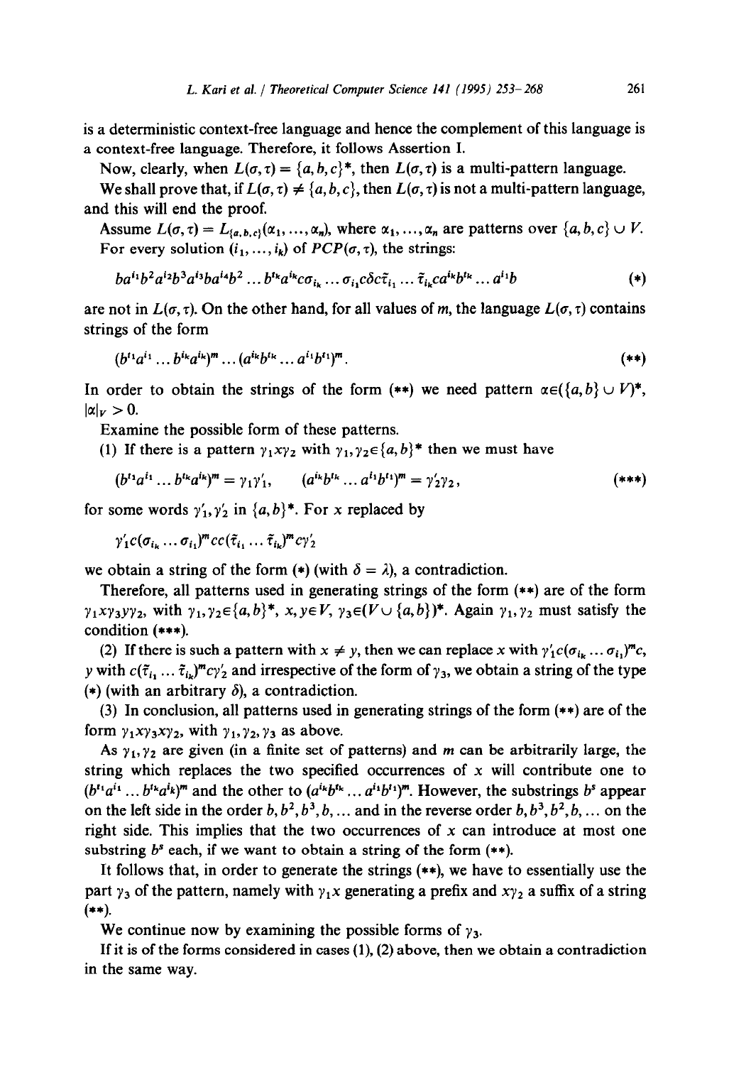is a deterministic context-free language and hence the complement of this language is a context-free language. Therefore, it follows Assertion I.

Now, clearly, when $L(\sigma, \tau) = \{a, b, c\}^*$, then $L(\sigma, \tau)$ is a multi-pattern language.

We shall prove that, if $L(\sigma, \tau) \neq \{a, b, c\}$, then $L(\sigma, \tau)$ is not a multi-pattern language, and this will end the proof.

Assume $L(\sigma, \tau) = L_{\{a,b,c\}}(\alpha_1, \ldots, \alpha_n)$, where $\alpha_1, \ldots, \alpha_n$ are patterns over $\{a, b, c\} \cup V$. For every solution $(i_1, \ldots, i_k)$ of $PCP(\sigma, \tau)$, the strings:

$$ba^{i_1}b^2a^{i_2}b^3a^{i_3}ba^{i_4}b^2 \ldots b^{t_k}a^{i_k}c\sigma_{i_k} \ldots \sigma_{i_1}c\delta c\tilde{\tau}_{i_1} \ldots \tilde{\tau}_{i_k}ca^{i_k}b^{t_k} \ldots a^{i_1}b \qquad (*)$$

are not in $L(\sigma, \tau)$. On the other hand, for all values of $m$, the language $L(\sigma, \tau)$ contains strings of the form

$$(b^{t_1}a^{i_1} \ldots b^{t_k}a^{i_k})^m \ldots (a^{i_k}b^{t_k} \ldots a^{i_1}b^{t_1})^m. \qquad (**)$$

In order to obtain the strings of the form $(**)$ we need pattern $\alpha \in (\{a, b\} \cup V)^*$, $|\alpha|_V > 0$.

Examine the possible form of these patterns.

(1) If there is a pattern $\gamma_1 x \gamma_2$ with $\gamma_1, \gamma_2 \in \{a, b\}^*$ then we must have

$$(b^{t_1}a^{i_1} \ldots b^{t_k}a^{i_k})^m = \gamma_1\gamma_1', \qquad (a^{i_k}b^{t_k} \ldots a^{i_1}b^{t_1})^m = \gamma_2'\gamma_2, \qquad (***)$$

for some words $\gamma_1', \gamma_2'$ in $\{a, b\}^*$. For $x$ replaced by

$$\gamma_1'c(\sigma_{i_k} \ldots \sigma_{i_1})^m cc(\tilde{\tau}_{i_1} \ldots \tilde{\tau}_{i_k})^m c\gamma_2'$$

we obtain a string of the form $(*)$ (with $\delta = \lambda$), a contradiction.

Therefore, all patterns used in generating strings of the form $(**)$ are of the form $\gamma_1 x \gamma_3 y \gamma_2$, with $\gamma_1, \gamma_2 \in \{a, b\}^*$, $x, y \in V$, $\gamma_3 \in (V \cup \{a, b\})^*$. Again $\gamma_1, \gamma_2$ must satisfy the condition $(***)$.

(2) If there is such a pattern with $x \neq y$, then we can replace $x$ with $\gamma_1'c(\sigma_{i_k} \ldots \sigma_{i_1})^m c$, $y$ with $c(\tilde{\tau}_{i_1} \ldots \tilde{\tau}_{i_k})^m c\gamma_2'$ and irrespective of the form of $\gamma_3$, we obtain a string of the type $(*)$ (with an arbitrary $\delta$), a contradiction.

(3) In conclusion, all patterns used in generating strings of the form $(**)$ are of the form $\gamma_1 x \gamma_3 x \gamma_2$, with $\gamma_1, \gamma_2, \gamma_3$ as above.

As $\gamma_1, \gamma_2$ are given (in a finite set of patterns) and $m$ can be arbitrarily large, the string which replaces the two specified occurrences of $x$ will contribute one to $(b^{t_1}a^{i_1} \ldots b^{t_k}a^{i_k})^m$ and the other to $(a^{i_k}b^{t_k} \ldots a^{i_1}b^{t_1})^m$. However, the substrings $b^s$ appear on the left side in the order $b, b^2, b^3, b, \ldots$ and in the reverse order $b, b^3, b^2, b, \ldots$ on the right side. This implies that the two occurrences of $x$ can introduce at most one substring $b^s$ each, if we want to obtain a string of the form $(**)$.

It follows that, in order to generate the strings $(**)$, we have to essentially use the part $\gamma_3$ of the pattern, namely with $\gamma_1 x$ generating a prefix and $x\gamma_2$ a suffix of a string $(**)$.

We continue now by examining the possible forms of $\gamma_3$.

If it is of the forms considered in cases (1), (2) above, then we obtain a contradiction in the same way.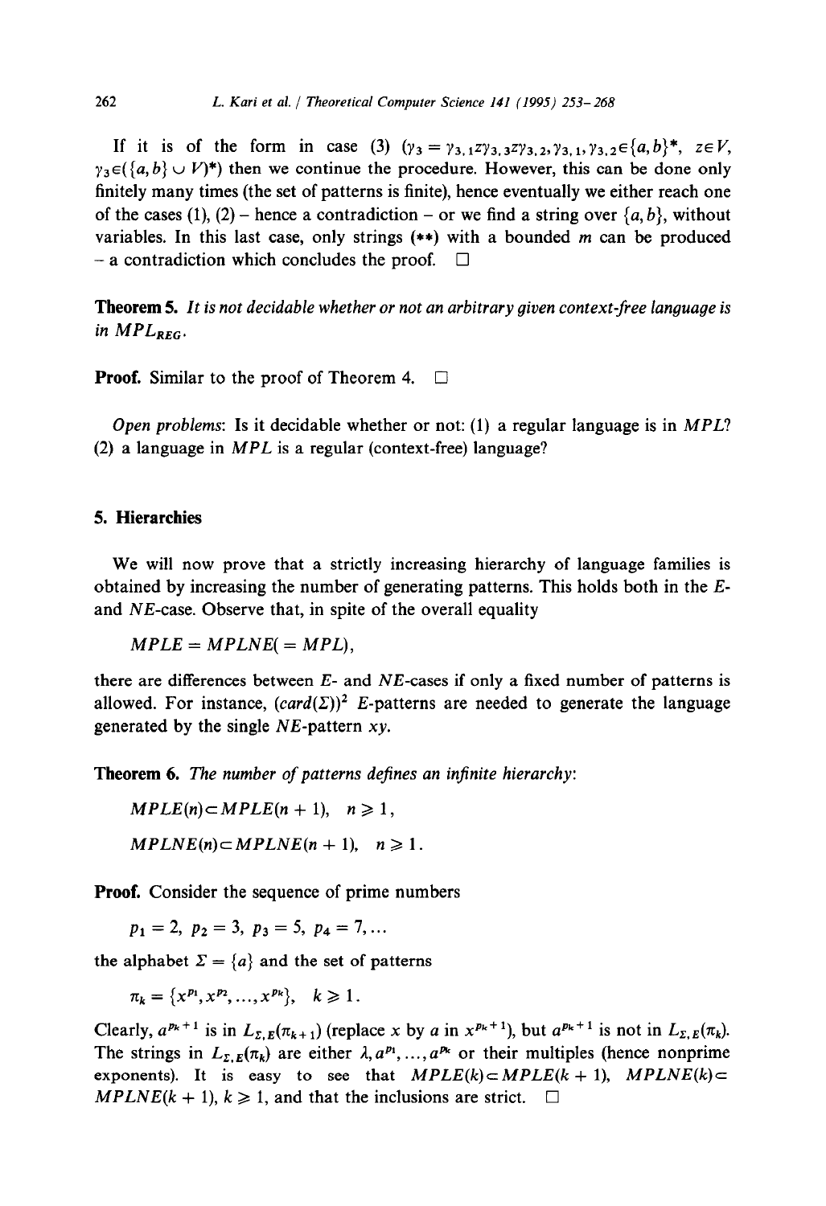If it is of the form in case (3) ($\gamma_3 = \gamma_{3,1} z \gamma_{3,3} z \gamma_{3,2}, \gamma_{3,1}, \gamma_{3,2} \in \{a,b\}^*$, $z \in V$, $\gamma_3 \in (\{a,b\} \cup V)^*$) then we continue the procedure. However, this can be done only finitely many times (the set of patterns is finite), hence eventually we either reach one of the cases (1), (2) – hence a contradiction – or we find a string over $\{a,b\}$, without variables. In this last case, only strings (**) with a bounded $m$ can be produced – a contradiction which concludes the proof. □

**Theorem 5.** *It is not decidable whether or not an arbitrary given context-free language is in $MPL_{REG}$.*

**Proof.** Similar to the proof of Theorem 4. □

*Open problems*: Is it decidable whether or not: (1) a regular language is in $MPL$? (2) a language in $MPL$ is a regular (context-free) language?

## 5. Hierarchies

We will now prove that a strictly increasing hierarchy of language families is obtained by increasing the number of generating patterns. This holds both in the $E$- and $NE$-case. Observe that, in spite of the overall equality

$$MPLE = MPLNE (= MPL),$$

there are differences between $E$- and $NE$-cases if only a fixed number of patterns is allowed. For instance, $(card(\Sigma))^2$ $E$-patterns are needed to generate the language generated by the single $NE$-pattern $xy$.

**Theorem 6.** *The number of patterns defines an infinite hierarchy*:

$$MPLE(n) \subset MPLE(n+1), \quad n \geq 1,$$

$$MPLNE(n) \subset MPLNE(n+1), \quad n \geq 1.$$

**Proof.** Consider the sequence of prime numbers

$$p_1 = 2, \; p_2 = 3, \; p_3 = 5, \; p_4 = 7, \ldots$$

the alphabet $\Sigma = \{a\}$ and the set of patterns

$$\pi_k = \{x^{p_1}, x^{p_2}, \ldots, x^{p_k}\}, \quad k \geq 1.$$

Clearly, $a^{p_k+1}$ is in $L_{\Sigma,E}(\pi_{k+1})$ (replace $x$ by $a$ in $x^{p_k+1}$), but $a^{p_k+1}$ is not in $L_{\Sigma,E}(\pi_k)$. The strings in $L_{\Sigma,E}(\pi_k)$ are either $\lambda, a^{p_1}, \ldots, a^{p_k}$ or their multiples (hence nonprime exponents). It is easy to see that $MPLE(k) \subset MPLE(k+1)$, $MPLNE(k) \subset MPLNE(k+1)$, $k \geq 1$, and that the inclusions are strict. □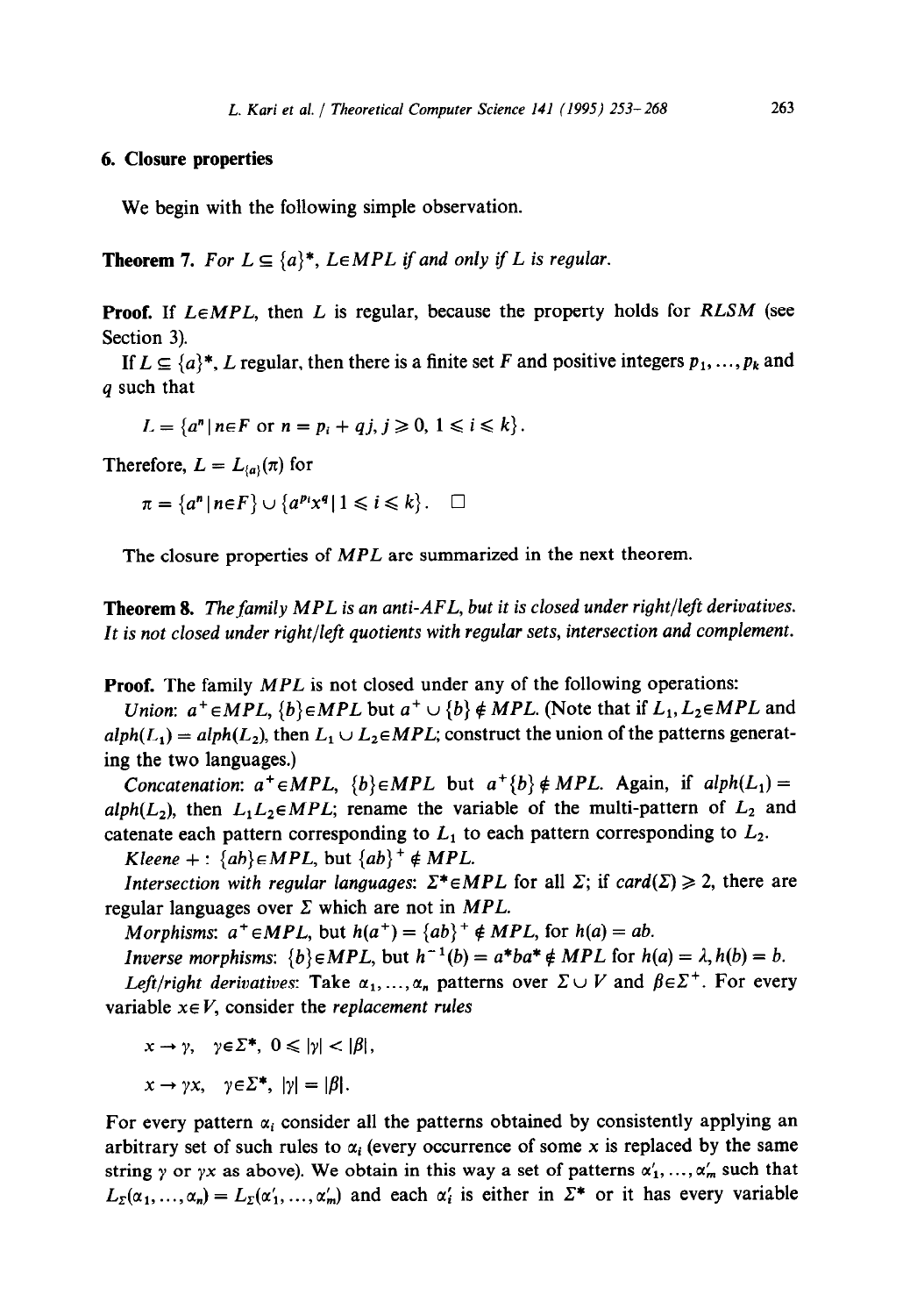## 6. Closure properties

We begin with the following simple observation.

**Theorem 7.** *For $L \subseteq \{a\}^*$, $L \in MPL$ if and only if $L$ is regular.*

**Proof.** If $L \in MPL$, then $L$ is regular, because the property holds for *RLSM* (see Section 3).

If $L \subseteq \{a\}^*$, $L$ regular, then there is a finite set $F$ and positive integers $p_1, \ldots, p_k$ and $q$ such that

$$L = \{a^n \mid n \in F \text{ or } n = p_i + qj, j \geqslant 0, 1 \leqslant i \leqslant k\}.$$

Therefore, $L = L_{\{a\}}(\pi)$ for

$$\pi = \{a^n \mid n \in F\} \cup \{a^{p_i}x^q \mid 1 \leqslant i \leqslant k\}. \quad \square$$

The closure properties of *MPL* are summarized in the next theorem.

**Theorem 8.** *The family MPL is an anti-AFL, but it is closed under right/left derivatives. It is not closed under right/left quotients with regular sets, intersection and complement.*

**Proof.** The family *MPL* is not closed under any of the following operations:

*Union*: $a^+ \in MPL$, $\{b\} \in MPL$ but $a^+ \cup \{b\} \notin MPL$. (Note that if $L_1, L_2 \in MPL$ and $alph(L_1) = alph(L_2)$, then $L_1 \cup L_2 \in MPL$; construct the union of the patterns generating the two languages.)

*Concatenation*: $a^+ \in MPL$, $\{b\} \in MPL$ but $a^+\{b\} \notin MPL$. Again, if $alph(L_1) = alph(L_2)$, then $L_1 L_2 \in MPL$; rename the variable of the multi-pattern of $L_2$ and catenate each pattern corresponding to $L_1$ to each pattern corresponding to $L_2$.

*Kleene* $+$ : $\{ab\} \in MPL$, but $\{ab\}^+ \notin MPL$.

*Intersection with regular languages*: $\Sigma^* \in MPL$ for all $\Sigma$; if $card(\Sigma) \geqslant 2$, there are regular languages over $\Sigma$ which are not in *MPL*.

*Morphisms*: $a^+ \in MPL$, but $h(a^+) = \{ab\}^+ \notin MPL$, for $h(a) = ab$.

*Inverse morphisms*: $\{b\} \in MPL$, but $h^{-1}(b) = a^*ba^* \notin MPL$ for $h(a) = \lambda, h(b) = b$.

*Left/right derivatives*: Take $\alpha_1, \ldots, \alpha_n$ patterns over $\Sigma \cup V$ and $\beta \in \Sigma^+$. For every variable $x \in V$, consider the *replacement rules*

$$x \to \gamma, \quad \gamma \in \Sigma^*, \quad 0 \leqslant |\gamma| < |\beta|,$$

$$x \to \gamma x, \quad \gamma \in \Sigma^*, \quad |\gamma| = |\beta|.$$

For every pattern $\alpha_i$ consider all the patterns obtained by consistently applying an arbitrary set of such rules to $\alpha_i$ (every occurrence of some $x$ is replaced by the same string $\gamma$ or $\gamma x$ as above). We obtain in this way a set of patterns $\alpha'_1, \ldots, \alpha'_m$ such that $L_\Sigma(\alpha_1, \ldots, \alpha_n) = L_\Sigma(\alpha'_1, \ldots, \alpha'_m)$ and each $\alpha'_i$ is either in $\Sigma^*$ or it has every variable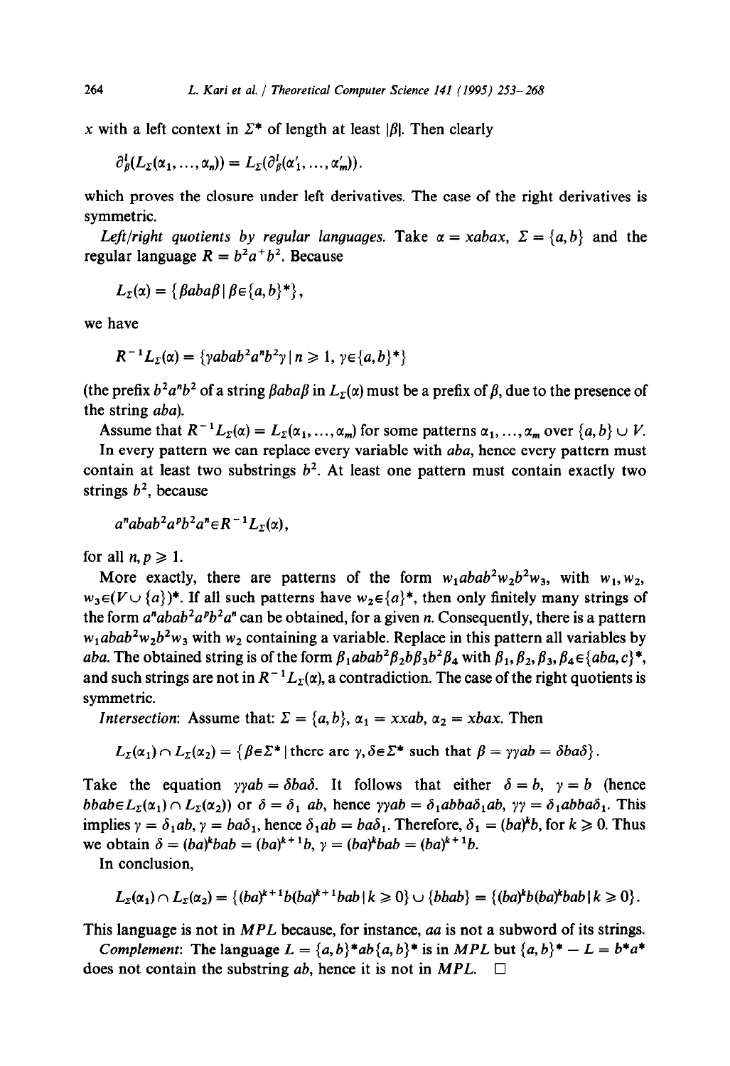x with a left context in $\Sigma^*$ of length at least $|\beta|$. Then clearly

$$\partial_\beta^l(L_\Sigma(\alpha_1, \ldots, \alpha_n)) = L_\Sigma(\partial_\beta^l(\alpha'_1, \ldots, \alpha'_m)).$$

which proves the closure under left derivatives. The case of the right derivatives is symmetric.

*Left/right quotients by regular languages.* Take $\alpha = xabax$, $\Sigma = \{a, b\}$ and the regular language $R = b^2a^+b^2$. Because

$$L_\Sigma(\alpha) = \{\beta aba\beta \mid \beta \in \{a, b\}^*\},$$

we have

$$R^{-1}L_\Sigma(\alpha) = \{\gamma abab^2a^nb^2\gamma \mid n \geq 1, \gamma \in \{a, b\}^*\}$$

(the prefix $b^2a^nb^2$ of a string $\beta aba\beta$ in $L_\Sigma(\alpha)$ must be a prefix of $\beta$, due to the presence of the string $aba$).

Assume that $R^{-1}L_\Sigma(\alpha) = L_\Sigma(\alpha_1, \ldots, \alpha_m)$ for some patterns $\alpha_1, \ldots, \alpha_m$ over $\{a, b\} \cup V$.

In every pattern we can replace every variable with $aba$, hence every pattern must contain at least two substrings $b^2$. At least one pattern must contain exactly two strings $b^2$, because

$$a^nabab^2a^pb^2a^n \in R^{-1}L_\Sigma(\alpha),$$

for all $n, p \geq 1$.

More exactly, there are patterns of the form $w_1abab^2w_2b^2w_3$, with $w_1, w_2, w_3 \in (V \cup \{a\})^*$. If all such patterns have $w_2 \in \{a\}^*$, then only finitely many strings of the form $a^nabab^2a^pb^2a^n$ can be obtained, for a given $n$. Consequently, there is a pattern $w_1abab^2w_2b^2w_3$ with $w_2$ containing a variable. Replace in this pattern all variables by $aba$. The obtained string is of the form $\beta_1abab^2\beta_2b\beta_3b^2\beta_4$ with $\beta_1, \beta_2, \beta_3, \beta_4 \in \{aba, c\}^*$, and such strings are not in $R^{-1}L_\Sigma(\alpha)$, a contradiction. The case of the right quotients is symmetric.

*Intersection*: Assume that: $\Sigma = \{a, b\}$, $\alpha_1 = xxab$, $\alpha_2 = xbax$. Then

$$L_\Sigma(\alpha_1) \cap L_\Sigma(\alpha_2) = \{\beta \in \Sigma^* \mid \text{there are } \gamma, \delta \in \Sigma^* \text{ such that } \beta = \gamma\gamma ab = \delta ba\delta\}.$$

Take the equation $\gamma\gamma ab = \delta ba\delta$. It follows that either $\delta = b$, $\gamma = b$ (hence $bbab \in L_\Sigma(\alpha_1) \cap L_\Sigma(\alpha_2)$) or $\delta = \delta_1\ ab$, hence $\gamma\gamma ab = \delta_1abba\delta_1ab$, $\gamma\gamma = \delta_1abba\delta_1$. This implies $\gamma = \delta_1ab$, $\gamma = ba\delta_1$, hence $\delta_1ab = ba\delta_1$. Therefore, $\delta_1 = (ba)^kb$, for $k \geq 0$. Thus we obtain $\delta = (ba)^kbab = (ba)^{k+1}b$, $\gamma = (ba)^kbab = (ba)^{k+1}b$.

In conclusion,

$$L_\Sigma(\alpha_1) \cap L_\Sigma(\alpha_2) = \{(ba)^{k+1}b(ba)^{k+1}bab \mid k \geq 0\} \cup \{bbab\} = \{(ba)^kb(ba)^kbab \mid k \geq 0\}.$$

This language is not in $MPL$ because, for instance, $aa$ is not a subword of its strings.

*Complement*: The language $L = \{a, b\}^*ab\{a, b\}^*$ is in $MPL$ but $\{a, b\}^* - L = b^*a^*$ does not contain the substring $ab$, hence it is not in $MPL$. $\square$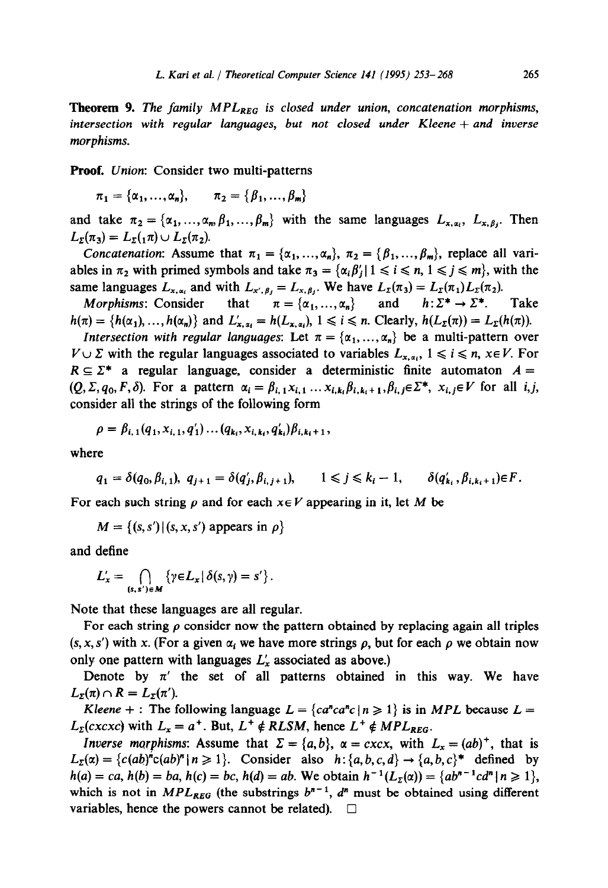**Theorem 9.** *The family $MPL_{REG}$ is closed under union, concatenation morphisms, intersection with regular languages, but not closed under Kleene + and inverse morphisms.*

**Proof.** *Union*: Consider two multi-patterns

$$\pi_1 = \{\alpha_1, \ldots, \alpha_n\}, \qquad \pi_2 = \{\beta_1, \ldots, \beta_m\}$$

and take $\pi_2 = \{\alpha_1, \ldots, \alpha_n, \beta_1, \ldots, \beta_m\}$ with the same languages $L_{x,\alpha_i}$, $L_{x,\beta_j}$. Then $L_\Sigma(\pi_3) = L_\Sigma({}_1\pi) \cup L_\Sigma(\pi_2)$.

*Concatenation*: Assume that $\pi_1 = \{\alpha_1, \ldots, \alpha_n\}$, $\pi_2 = \{\beta_1, \ldots, \beta_m\}$, replace all variables in $\pi_2$ with primed symbols and take $\pi_3 = \{\alpha_i \beta'_j \mid 1 \leqslant i \leqslant n, 1 \leqslant j \leqslant m\}$, with the same languages $L_{x,\alpha_i}$ and with $L_{x',\beta_j} = L_{x,\beta_j}$. We have $L_\Sigma(\pi_3) = L_\Sigma(\pi_1)L_\Sigma(\pi_2)$.

*Morphisms*: Consider that $\pi = \{\alpha_1, \ldots, \alpha_n\}$ and $h: \Sigma^* \to \Sigma^*$. Take $h(\pi) = \{h(\alpha_1), \ldots, h(\alpha_n)\}$ and $L'_{x,\alpha_i} = h(L_{x,\alpha_i})$, $1 \leqslant i \leqslant n$. Clearly, $h(L_\Sigma(\pi)) = L_\Sigma(h(\pi))$.

*Intersection with regular languages*: Let $\pi = \{\alpha_1, \ldots, \alpha_n\}$ be a multi-pattern over $V \cup \Sigma$ with the regular languages associated to variables $L_{x,\alpha_i}$, $1 \leqslant i \leqslant n$, $x \in V$. For $R \subseteq \Sigma^*$ a regular language, consider a deterministic finite automaton $A = (Q, \Sigma, q_0, F, \delta)$. For a pattern $\alpha_i = \beta_{i,1} x_{i,1} \ldots x_{i,k_i} \beta_{i,k_i+1}, \beta_{i,j} \in \Sigma^*$, $x_{i,j} \in V$ for all $i,j$, consider all the strings of the following form

$$\rho = \beta_{i,1}(q_1, x_{i,1}, q'_1) \ldots (q_{k_i}, x_{i,k_i}, q'_{k_i})\beta_{i,k_i+1},$$

where

$$q_1 = \delta(q_0, \beta_{i,1}),\ q_{j+1} = \delta(q'_j, \beta_{i,j+1}), \qquad 1 \leqslant j \leqslant k_i - 1, \qquad \delta(q'_{k_i}, \beta_{i,k_i+1}) \in F.$$

For each such string $\rho$ and for each $x \in V$ appearing in it, let $M$ be

$$M = \{(s, s') \mid (s, x, s') \text{ appears in } \rho\}$$

and define

$$L'_x = \bigcap_{(s,s') \in M} \{\gamma \in L_x \mid \delta(s, \gamma) = s'\}.$$

Note that these languages are all regular.

For each string $\rho$ consider now the pattern obtained by replacing again all triples $(s, x, s')$ with $x$. (For a given $\alpha_i$ we have more strings $\rho$, but for each $\rho$ we obtain now only one pattern with languages $L'_x$ associated as above.)

Denote by $\pi'$ the set of all patterns obtained in this way. We have $L_\Sigma(\pi) \cap R = L_\Sigma(\pi')$.

*Kleene +* : The following language $L = \{ca^n ca^n c \mid n \geqslant 1\}$ is in $MPL$ because $L = L_\Sigma(cxcxc)$ with $L_x = a^+$. But, $L^+ \notin RLSM$, hence $L^+ \notin MPL_{REG}$.

*Inverse morphisms*: Assume that $\Sigma = \{a, b\}$, $\alpha = cxcx$, with $L_x = (ab)^+$, that is $L_\Sigma(\alpha) = \{c(ab)^n c(ab)^n \mid n \geqslant 1\}$. Consider also $h: \{a, b, c, d\} \to \{a, b, c\}^*$ defined by $h(a) = ca$, $h(b) = ba$, $h(c) = bc$, $h(d) = ab$. We obtain $h^{-1}(L_\Sigma(\alpha)) = \{ab^{n-1}cd^n \mid n \geqslant 1\}$, which is not in $MPL_{REG}$ (the substrings $b^{n-1}$, $d^n$ must be obtained using different variables, hence the powers cannot be related). $\square$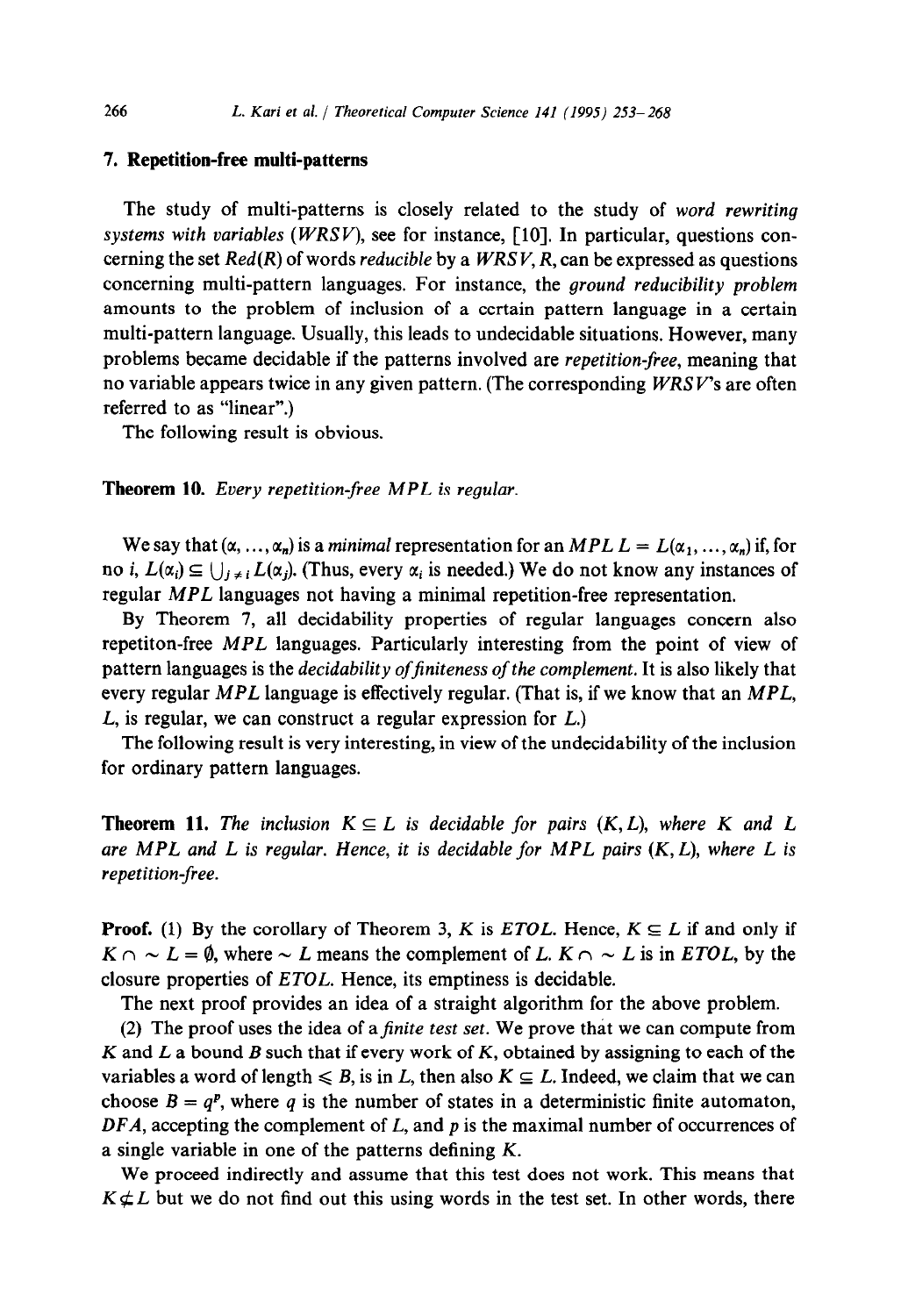## 7. Repetition-free multi-patterns

The study of multi-patterns is closely related to the study of *word rewriting systems with variables* (*WRSV*), see for instance, [10]. In particular, questions concerning the set $Red(R)$ of words *reducible* by a *WRSV*, $R$, can be expressed as questions concerning multi-pattern languages. For instance, the *ground reducibility problem* amounts to the problem of inclusion of a certain pattern language in a certain multi-pattern language. Usually, this leads to undecidable situations. However, many problems became decidable if the patterns involved are *repetition-free*, meaning that no variable appears twice in any given pattern. (The corresponding *WRSV*'s are often referred to as "linear".)

The following result is obvious.

**Theorem 10.** *Every repetition-free MPL is regular.*

We say that $(\alpha, \ldots, \alpha_n)$ is a *minimal* representation for an *MPL* $L = L(\alpha_1, \ldots, \alpha_n)$ if, for no $i$, $L(\alpha_i) \subseteq \bigcup_{j \neq i} L(\alpha_j)$. (Thus, every $\alpha_i$ is needed.) We do not know any instances of regular *MPL* languages not having a minimal repetition-free representation.

By Theorem 7, all decidability properties of regular languages concern also repetiton-free *MPL* languages. Particularly interesting from the point of view of pattern languages is the *decidability of finiteness of the complement*. It is also likely that every regular *MPL* language is effectively regular. (That is, if we know that an *MPL*, $L$, is regular, we can construct a regular expression for $L$.)

The following result is very interesting, in view of the undecidability of the inclusion for ordinary pattern languages.

**Theorem 11.** *The inclusion $K \subseteq L$ is decidable for pairs $(K, L)$, where $K$ and $L$ are MPL and $L$ is regular. Hence, it is decidable for MPL pairs $(K, L)$, where $L$ is repetition-free.*

**Proof.** (1) By the corollary of Theorem 3, $K$ is *ETOL*. Hence, $K \subseteq L$ if and only if $K \cap \sim L = \emptyset$, where $\sim L$ means the complement of $L$. $K \cap \sim L$ is in *ETOL*, by the closure properties of *ETOL*. Hence, its emptiness is decidable.

The next proof provides an idea of a straight algorithm for the above problem.

(2) The proof uses the idea of a *finite test set*. We prove that we can compute from $K$ and $L$ a bound $B$ such that if every work of $K$, obtained by assigning to each of the variables a word of length $\leqslant B$, is in $L$, then also $K \subseteq L$. Indeed, we claim that we can choose $B = q^p$, where $q$ is the number of states in a deterministic finite automaton, *DFA*, accepting the complement of $L$, and $p$ is the maximal number of occurrences of a single variable in one of the patterns defining $K$.

We proceed indirectly and assume that this test does not work. This means that $K \not\subseteq L$ but we do not find out this using words in the test set. In other words, there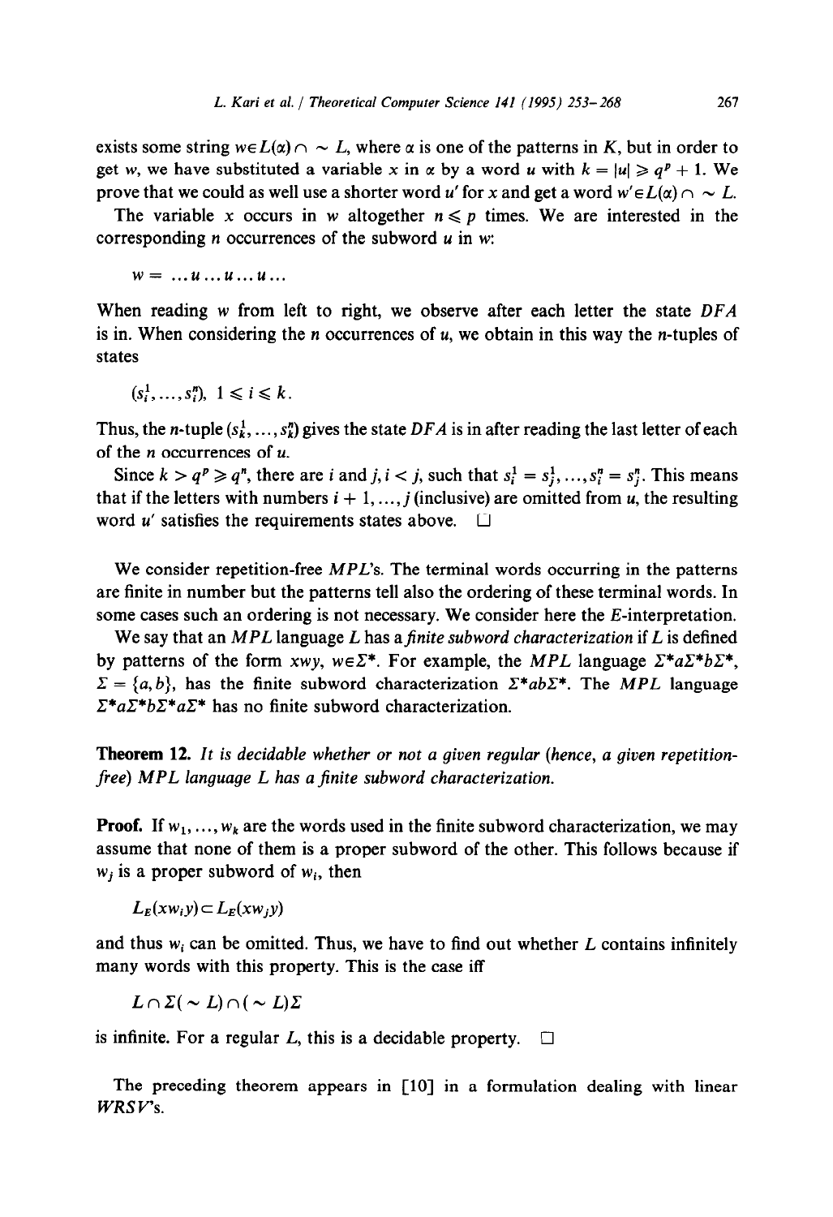exists some string $w \in L(\alpha) \cap \sim L$, where $\alpha$ is one of the patterns in $K$, but in order to get $w$, we have substituted a variable $x$ in $\alpha$ by a word $u$ with $k = |u| \geqslant q^p + 1$. We prove that we could as well use a shorter word $u'$ for $x$ and get a word $w' \in L(\alpha) \cap \sim L$.

The variable $x$ occurs in $w$ altogether $n \leqslant p$ times. We are interested in the corresponding $n$ occurrences of the subword $u$ in $w$:

$$w = \ldots u \ldots u \ldots u \ldots$$

When reading $w$ from left to right, we observe after each letter the state $DFA$ is in. When considering the $n$ occurrences of $u$, we obtain in this way the $n$-tuples of states

$$(s_i^1, \ldots, s_i^n), \; 1 \leqslant i \leqslant k.$$

Thus, the $n$-tuple $(s_k^1, \ldots, s_k^n)$ gives the state $DFA$ is in after reading the last letter of each of the $n$ occurrences of $u$.

Since $k > q^p \geqslant q^n$, there are $i$ and $j, i < j$, such that $s_i^1 = s_j^1, \ldots, s_i^n = s_j^n$. This means that if the letters with numbers $i+1, \ldots, j$ (inclusive) are omitted from $u$, the resulting word $u'$ satisfies the requirements states above. □

We consider repetition-free $MPL$'s. The terminal words occurring in the patterns are finite in number but the patterns tell also the ordering of these terminal words. In some cases such an ordering is not necessary. We consider here the $E$-interpretation.

We say that an $MPL$ language $L$ has a *finite subword characterization* if $L$ is defined by patterns of the form $xwy$, $w \in \Sigma^*$. For example, the $MPL$ language $\Sigma^* a \Sigma^* b \Sigma^*$, $\Sigma = \{a, b\}$, has the finite subword characterization $\Sigma^* ab \Sigma^*$. The $MPL$ language $\Sigma^* a \Sigma^* b \Sigma^* a \Sigma^*$ has no finite subword characterization.

**Theorem 12.** *It is decidable whether or not a given regular (hence, a given repetition-free) MPL language L has a finite subword characterization.*

**Proof.** If $w_1, \ldots, w_k$ are the words used in the finite subword characterization, we may assume that none of them is a proper subword of the other. This follows because if $w_j$ is a proper subword of $w_i$, then

$$L_E(xw_iy) \subset L_E(xw_jy)$$

and thus $w_i$ can be omitted. Thus, we have to find out whether $L$ contains infinitely many words with this property. This is the case iff

$$L \cap \Sigma(\sim L) \cap (\sim L)\Sigma$$

is infinite. For a regular $L$, this is a decidable property. □

The preceding theorem appears in [10] in a formulation dealing with linear $WRSV$'s.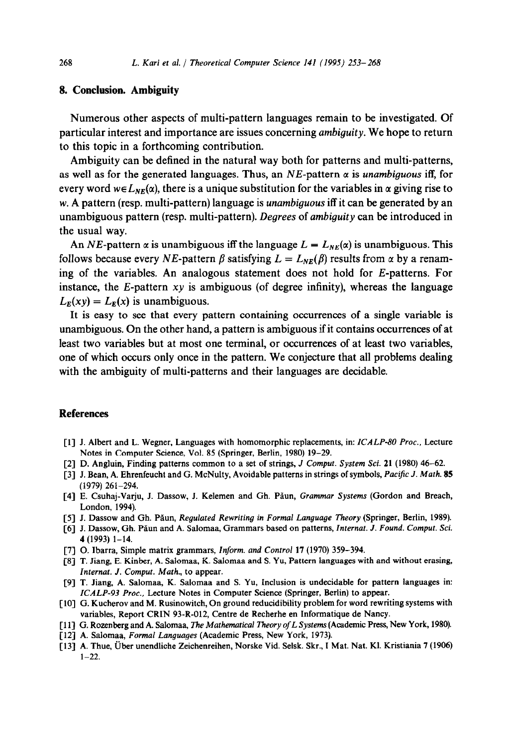## 8. Conclusion. Ambiguity

Numerous other aspects of multi-pattern languages remain to be investigated. Of particular interest and importance are issues concerning *ambiguity*. We hope to return to this topic in a forthcoming contribution.

Ambiguity can be defined in the natural way both for patterns and multi-patterns, as well as for the generated languages. Thus, an $NE$-pattern $\alpha$ is *unambiguous* iff, for every word $w \in L_{NE}(\alpha)$, there is a unique substitution for the variables in $\alpha$ giving rise to $w$. A pattern (resp. multi-pattern) language is *unambiguous* iff it can be generated by an unambiguous pattern (resp. multi-pattern). *Degrees* of *ambiguity* can be introduced in the usual way.

An $NE$-pattern $\alpha$ is unambiguous iff the language $L = L_{NE}(\alpha)$ is unambiguous. This follows because every $NE$-pattern $\beta$ satisfying $L = L_{NE}(\beta)$ results from $\alpha$ by a renaming of the variables. An analogous statement does not hold for $E$-patterns. For instance, the $E$-pattern $xy$ is ambiguous (of degree infinity), whereas the language $L_E(xy) = L_E(x)$ is unambiguous.

It is easy to see that every pattern containing occurrences of a single variable is unambiguous. On the other hand, a pattern is ambiguous if it contains occurrences of at least two variables but at most one terminal, or occurrences of at least two variables, one of which occurs only once in the pattern. We conjecture that all problems dealing with the ambiguity of multi-patterns and their languages are decidable.

## References

[1] J. Albert and L. Wegner, Languages with homomorphic replacements, in: *ICALP-80 Proc.*, Lecture Notes in Computer Science, Vol. 85 (Springer, Berlin, 1980) 19–29.

[2] D. Angluin, Finding patterns common to a set of strings, *J Comput. System Sci.* **21** (1980) 46–62.

[3] J. Bean, A. Ehrenfeucht and G. McNulty, Avoidable patterns in strings of symbols, *Pacific J. Math.* **85** (1979) 261–294.

[4] E. Csuhaj-Varju, J. Dassow, J. Kelemen and Gh. Păun, *Grammar Systems* (Gordon and Breach, London, 1994).

[5] J. Dassow and Gh. Păun, *Regulated Rewriting in Formal Language Theory* (Springer, Berlin, 1989).

[6] J. Dassow, Gh. Păun and A. Salomaa, Grammars based on patterns, *Internat. J. Found. Comput. Sci.* **4** (1993) 1–14.

[7] O. Ibarra, Simple matrix grammars, *Inform. and Control* **17** (1970) 359–394.

[8] T. Jiang, E. Kinber, A. Salomaa, K. Salomaa and S. Yu, Pattern languages with and without erasing, *Internat. J. Comput. Math.*, to appear.

[9] T. Jiang, A. Salomaa, K. Salomaa and S. Yu, Inclusion is undecidable for pattern languages in: *ICALP-93 Proc.*, Lecture Notes in Computer Science (Springer, Berlin) to appear.

[10] G. Kucherov and M. Rusinowitch, On ground reducidibility problem for word rewriting systems with variables, Report CRIN 93-R-012, Centre de Recherhe en Informatique de Nancy.

[11] G. Rozenberg and A. Salomaa, *The Mathematical Theory of L Systems* (Academic Press, New York, 1980).

[12] A. Salomaa, *Formal Languages* (Academic Press, New York, 1973).

[13] A. Thue, Über unendliche Zeichenreihen, Norske Vid. Selsk. Skr., I Mat. Nat. Kl. Kristiania 7 (1906) 1–22.